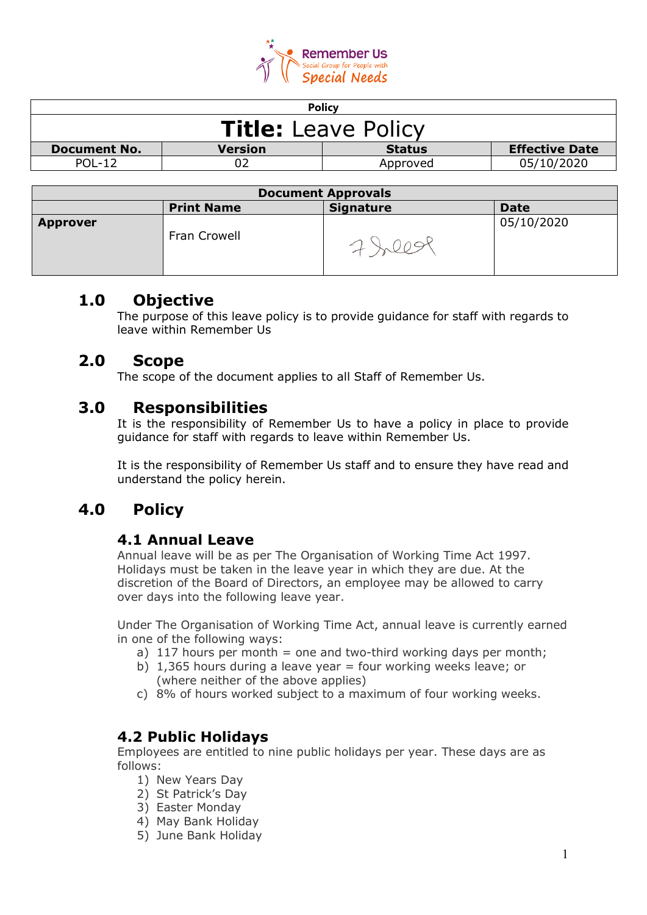Remember Us
Social Group for People with
Special Needs

| Policy | | | |
|---|---|---|---|
| **Title:** Leave Policy | | | |
| **Document No.** | **Version** | **Status** | **Effective Date** |
| POL-12 | 02 | Approved | 05/10/2020 |

| Document Approvals | | | |
|---|---|---|---|
| | **Print Name** | **Signature** | **Date** |
| **Approver** | Fran Crowell | | 05/10/2020 |

## 1.0 Objective

The purpose of this leave policy is to provide guidance for staff with regards to leave within Remember Us

## 2.0 Scope

The scope of the document applies to all Staff of Remember Us.

## 3.0 Responsibilities

It is the responsibility of Remember Us to have a policy in place to provide guidance for staff with regards to leave within Remember Us.

It is the responsibility of Remember Us staff and to ensure they have read and understand the policy herein.

## 4.0 Policy

### 4.1 Annual Leave

Annual leave will be as per The Organisation of Working Time Act 1997. Holidays must be taken in the leave year in which they are due. At the discretion of the Board of Directors, an employee may be allowed to carry over days into the following leave year.

Under The Organisation of Working Time Act, annual leave is currently earned in one of the following ways:

a) 117 hours per month = one and two-third working days per month;
b) 1,365 hours during a leave year = four working weeks leave; or (where neither of the above applies)
c) 8% of hours worked subject to a maximum of four working weeks.

### 4.2 Public Holidays

Employees are entitled to nine public holidays per year. These days are as follows:

1) New Years Day
2) St Patrick's Day
3) Easter Monday
4) May Bank Holiday
5) June Bank Holiday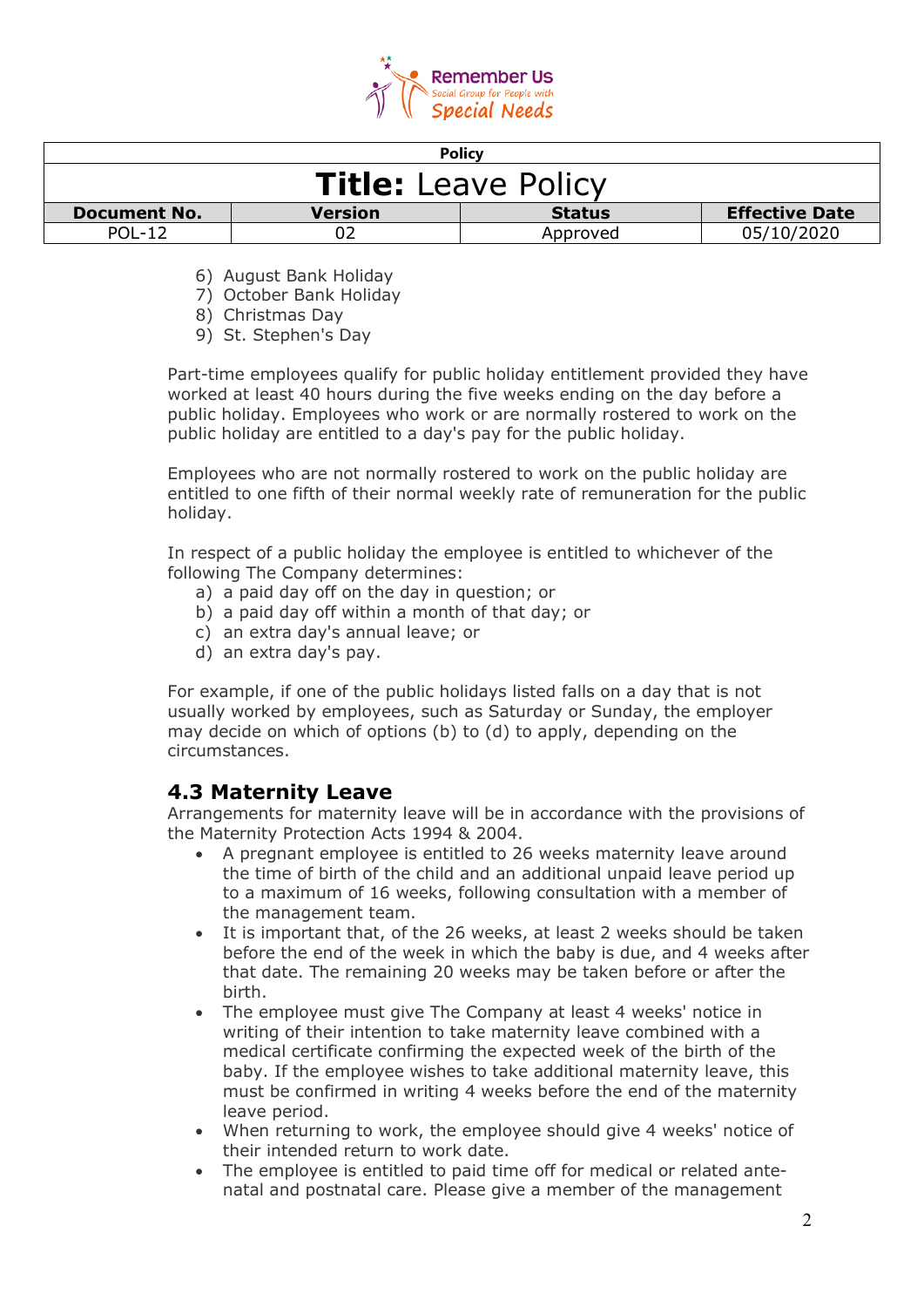6) August Bank Holiday
7) October Bank Holiday
8) Christmas Day
9) St. Stephen's Day

Part-time employees qualify for public holiday entitlement provided they have worked at least 40 hours during the five weeks ending on the day before a public holiday. Employees who work or are normally rostered to work on the public holiday are entitled to a day's pay for the public holiday.

Employees who are not normally rostered to work on the public holiday are entitled to one fifth of their normal weekly rate of remuneration for the public holiday.

In respect of a public holiday the employee is entitled to whichever of the following The Company determines:

a) a paid day off on the day in question; or
b) a paid day off within a month of that day; or
c) an extra day's annual leave; or
d) an extra day's pay.

For example, if one of the public holidays listed falls on a day that is not usually worked by employees, such as Saturday or Sunday, the employer may decide on which of options (b) to (d) to apply, depending on the circumstances.

## 4.3 Maternity Leave

Arrangements for maternity leave will be in accordance with the provisions of the Maternity Protection Acts 1994 & 2004.

- A pregnant employee is entitled to 26 weeks maternity leave around the time of birth of the child and an additional unpaid leave period up to a maximum of 16 weeks, following consultation with a member of the management team.
- It is important that, of the 26 weeks, at least 2 weeks should be taken before the end of the week in which the baby is due, and 4 weeks after that date. The remaining 20 weeks may be taken before or after the birth.
- The employee must give The Company at least 4 weeks' notice in writing of their intention to take maternity leave combined with a medical certificate confirming the expected week of the birth of the baby. If the employee wishes to take additional maternity leave, this must be confirmed in writing 4 weeks before the end of the maternity leave period.
- When returning to work, the employee should give 4 weeks' notice of their intended return to work date.
- The employee is entitled to paid time off for medical or related ante-natal and postnatal care. Please give a member of the management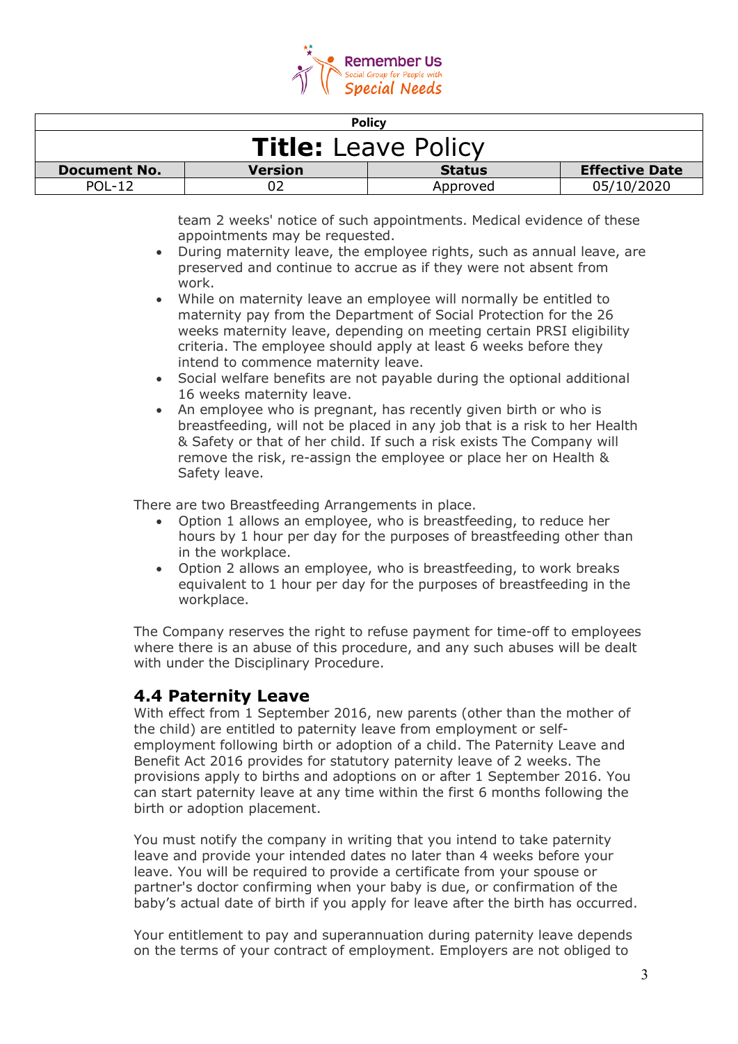team 2 weeks' notice of such appointments. Medical evidence of these appointments may be requested.

- During maternity leave, the employee rights, such as annual leave, are preserved and continue to accrue as if they were not absent from work.
- While on maternity leave an employee will normally be entitled to maternity pay from the Department of Social Protection for the 26 weeks maternity leave, depending on meeting certain PRSI eligibility criteria. The employee should apply at least 6 weeks before they intend to commence maternity leave.
- Social welfare benefits are not payable during the optional additional 16 weeks maternity leave.
- An employee who is pregnant, has recently given birth or who is breastfeeding, will not be placed in any job that is a risk to her Health & Safety or that of her child. If such a risk exists The Company will remove the risk, re-assign the employee or place her on Health & Safety leave.

There are two Breastfeeding Arrangements in place.

- Option 1 allows an employee, who is breastfeeding, to reduce her hours by 1 hour per day for the purposes of breastfeeding other than in the workplace.
- Option 2 allows an employee, who is breastfeeding, to work breaks equivalent to 1 hour per day for the purposes of breastfeeding in the workplace.

The Company reserves the right to refuse payment for time-off to employees where there is an abuse of this procedure, and any such abuses will be dealt with under the Disciplinary Procedure.

## 4.4 Paternity Leave

With effect from 1 September 2016, new parents (other than the mother of the child) are entitled to paternity leave from employment or self-employment following birth or adoption of a child. The Paternity Leave and Benefit Act 2016 provides for statutory paternity leave of 2 weeks. The provisions apply to births and adoptions on or after 1 September 2016. You can start paternity leave at any time within the first 6 months following the birth or adoption placement.

You must notify the company in writing that you intend to take paternity leave and provide your intended dates no later than 4 weeks before your leave. You will be required to provide a certificate from your spouse or partner's doctor confirming when your baby is due, or confirmation of the baby's actual date of birth if you apply for leave after the birth has occurred.

Your entitlement to pay and superannuation during paternity leave depends on the terms of your contract of employment. Employers are not obliged to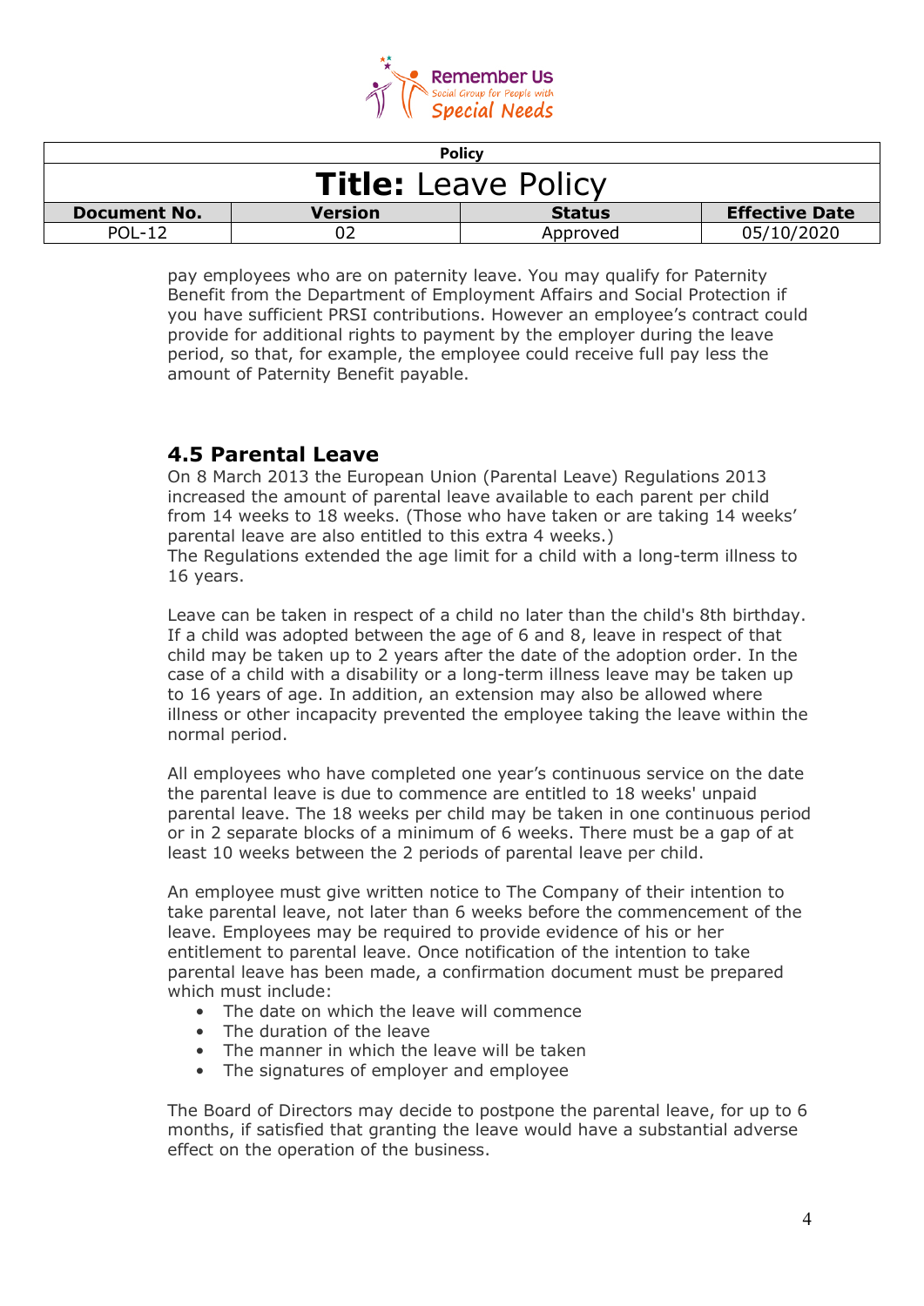pay employees who are on paternity leave. You may qualify for Paternity Benefit from the Department of Employment Affairs and Social Protection if you have sufficient PRSI contributions. However an employee's contract could provide for additional rights to payment by the employer during the leave period, so that, for example, the employee could receive full pay less the amount of Paternity Benefit payable.

## 4.5 Parental Leave

On 8 March 2013 the European Union (Parental Leave) Regulations 2013 increased the amount of parental leave available to each parent per child from 14 weeks to 18 weeks. (Those who have taken or are taking 14 weeks' parental leave are also entitled to this extra 4 weeks.)
The Regulations extended the age limit for a child with a long-term illness to 16 years.

Leave can be taken in respect of a child no later than the child's 8th birthday. If a child was adopted between the age of 6 and 8, leave in respect of that child may be taken up to 2 years after the date of the adoption order. In the case of a child with a disability or a long-term illness leave may be taken up to 16 years of age. In addition, an extension may also be allowed where illness or other incapacity prevented the employee taking the leave within the normal period.

All employees who have completed one year's continuous service on the date the parental leave is due to commence are entitled to 18 weeks' unpaid parental leave. The 18 weeks per child may be taken in one continuous period or in 2 separate blocks of a minimum of 6 weeks. There must be a gap of at least 10 weeks between the 2 periods of parental leave per child.

An employee must give written notice to The Company of their intention to take parental leave, not later than 6 weeks before the commencement of the leave. Employees may be required to provide evidence of his or her entitlement to parental leave. Once notification of the intention to take parental leave has been made, a confirmation document must be prepared which must include:

- The date on which the leave will commence
- The duration of the leave
- The manner in which the leave will be taken
- The signatures of employer and employee

The Board of Directors may decide to postpone the parental leave, for up to 6 months, if satisfied that granting the leave would have a substantial adverse effect on the operation of the business.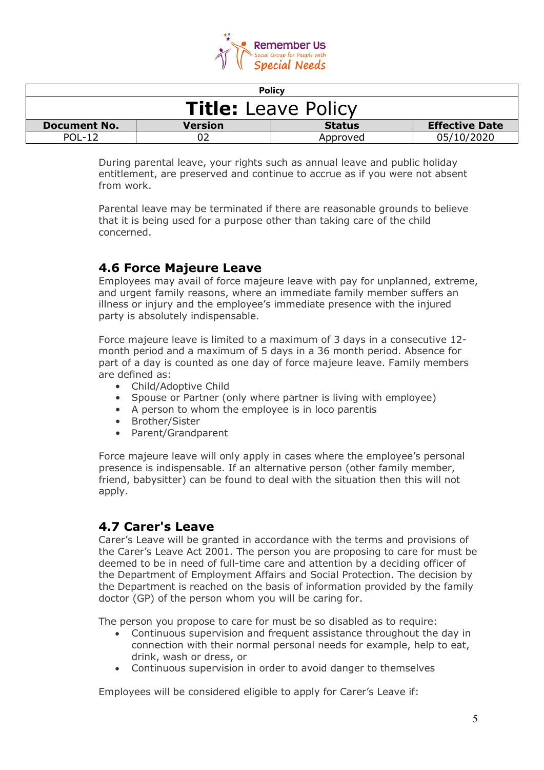During parental leave, your rights such as annual leave and public holiday entitlement, are preserved and continue to accrue as if you were not absent from work.

Parental leave may be terminated if there are reasonable grounds to believe that it is being used for a purpose other than taking care of the child concerned.

## 4.6 Force Majeure Leave

Employees may avail of force majeure leave with pay for unplanned, extreme, and urgent family reasons, where an immediate family member suffers an illness or injury and the employee's immediate presence with the injured party is absolutely indispensable.

Force majeure leave is limited to a maximum of 3 days in a consecutive 12-month period and a maximum of 5 days in a 36 month period. Absence for part of a day is counted as one day of force majeure leave. Family members are defined as:

- Child/Adoptive Child
- Spouse or Partner (only where partner is living with employee)
- A person to whom the employee is in loco parentis
- Brother/Sister
- Parent/Grandparent

Force majeure leave will only apply in cases where the employee's personal presence is indispensable. If an alternative person (other family member, friend, babysitter) can be found to deal with the situation then this will not apply.

## 4.7 Carer's Leave

Carer's Leave will be granted in accordance with the terms and provisions of the Carer's Leave Act 2001. The person you are proposing to care for must be deemed to be in need of full-time care and attention by a deciding officer of the Department of Employment Affairs and Social Protection. The decision by the Department is reached on the basis of information provided by the family doctor (GP) of the person whom you will be caring for.

The person you propose to care for must be so disabled as to require:

- Continuous supervision and frequent assistance throughout the day in connection with their normal personal needs for example, help to eat, drink, wash or dress, or
- Continuous supervision in order to avoid danger to themselves

Employees will be considered eligible to apply for Carer's Leave if: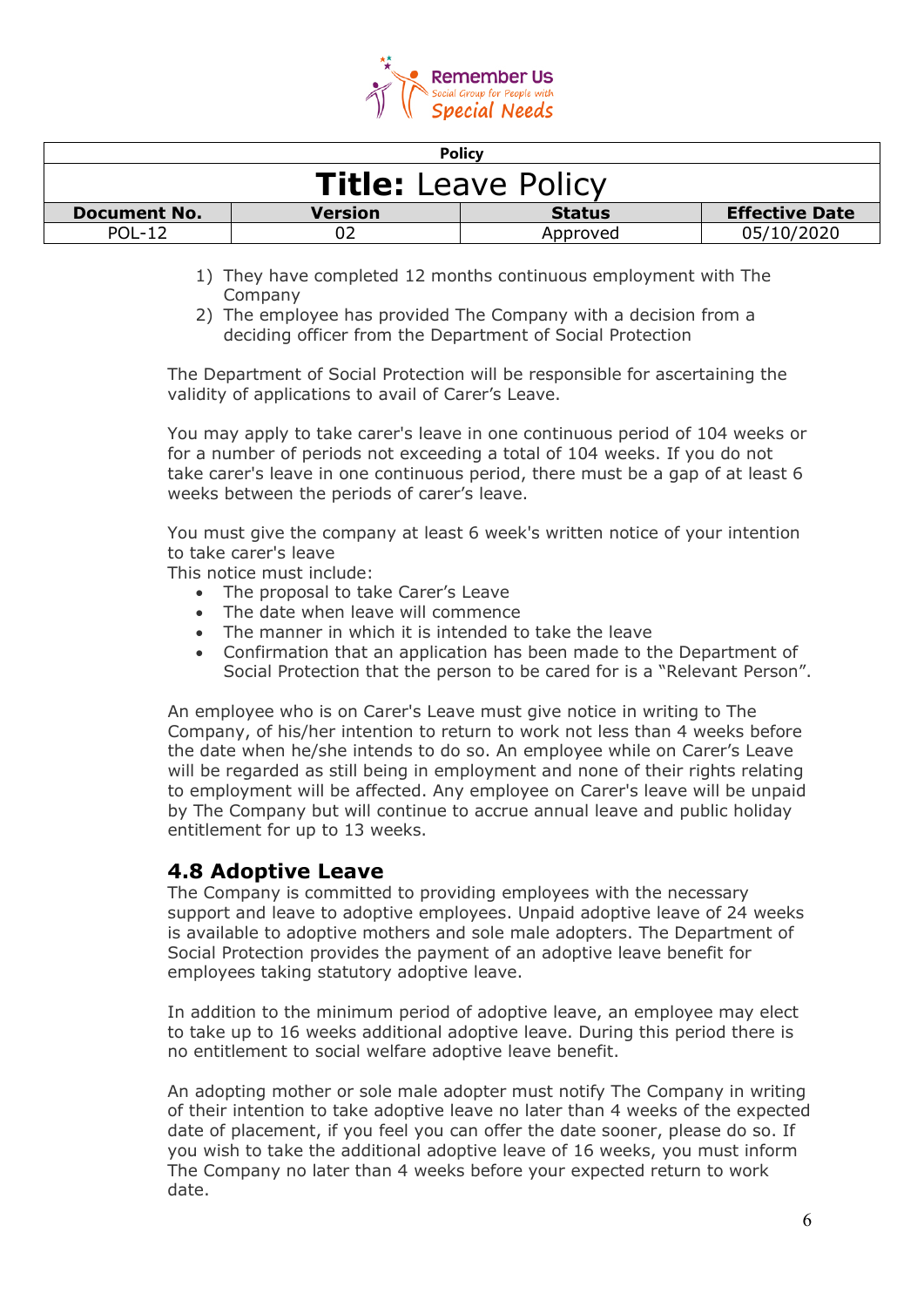1) They have completed 12 months continuous employment with The Company
2) The employee has provided The Company with a decision from a deciding officer from the Department of Social Protection

The Department of Social Protection will be responsible for ascertaining the validity of applications to avail of Carer's Leave.

You may apply to take carer's leave in one continuous period of 104 weeks or for a number of periods not exceeding a total of 104 weeks. If you do not take carer's leave in one continuous period, there must be a gap of at least 6 weeks between the periods of carer's leave.

You must give the company at least 6 week's written notice of your intention to take carer's leave
This notice must include:

- The proposal to take Carer's Leave
- The date when leave will commence
- The manner in which it is intended to take the leave
- Confirmation that an application has been made to the Department of Social Protection that the person to be cared for is a "Relevant Person".

An employee who is on Carer's Leave must give notice in writing to The Company, of his/her intention to return to work not less than 4 weeks before the date when he/she intends to do so. An employee while on Carer's Leave will be regarded as still being in employment and none of their rights relating to employment will be affected. Any employee on Carer's leave will be unpaid by The Company but will continue to accrue annual leave and public holiday entitlement for up to 13 weeks.

## 4.8 Adoptive Leave

The Company is committed to providing employees with the necessary support and leave to adoptive employees. Unpaid adoptive leave of 24 weeks is available to adoptive mothers and sole male adopters. The Department of Social Protection provides the payment of an adoptive leave benefit for employees taking statutory adoptive leave.

In addition to the minimum period of adoptive leave, an employee may elect to take up to 16 weeks additional adoptive leave. During this period there is no entitlement to social welfare adoptive leave benefit.

An adopting mother or sole male adopter must notify The Company in writing of their intention to take adoptive leave no later than 4 weeks of the expected date of placement, if you feel you can offer the date sooner, please do so. If you wish to take the additional adoptive leave of 16 weeks, you must inform The Company no later than 4 weeks before your expected return to work date.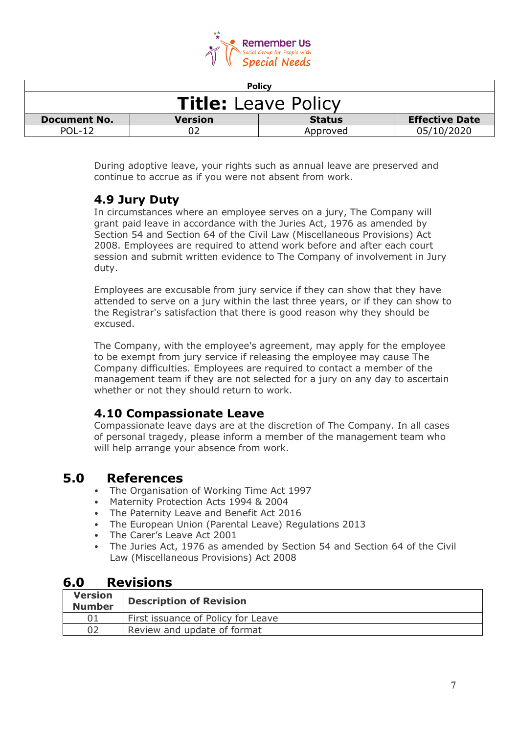During adoptive leave, your rights such as annual leave are preserved and continue to accrue as if you were not absent from work.

### 4.9 Jury Duty

In circumstances where an employee serves on a jury, The Company will grant paid leave in accordance with the Juries Act, 1976 as amended by Section 54 and Section 64 of the Civil Law (Miscellaneous Provisions) Act 2008. Employees are required to attend work before and after each court session and submit written evidence to The Company of involvement in Jury duty.

Employees are excusable from jury service if they can show that they have attended to serve on a jury within the last three years, or if they can show to the Registrar's satisfaction that there is good reason why they should be excused.

The Company, with the employee's agreement, may apply for the employee to be exempt from jury service if releasing the employee may cause The Company difficulties. Employees are required to contact a member of the management team if they are not selected for a jury on any day to ascertain whether or not they should return to work.

### 4.10 Compassionate Leave

Compassionate leave days are at the discretion of The Company. In all cases of personal tragedy, please inform a member of the management team who will help arrange your absence from work.

## 5.0 References

- The Organisation of Working Time Act 1997
- Maternity Protection Acts 1994 & 2004
- The Paternity Leave and Benefit Act 2016
- The European Union (Parental Leave) Regulations 2013
- The Carer's Leave Act 2001
- The Juries Act, 1976 as amended by Section 54 and Section 64 of the Civil Law (Miscellaneous Provisions) Act 2008

## 6.0 Revisions

| Version Number | Description of Revision |
|---|---|
| 01 | First issuance of Policy for Leave |
| 02 | Review and update of format |